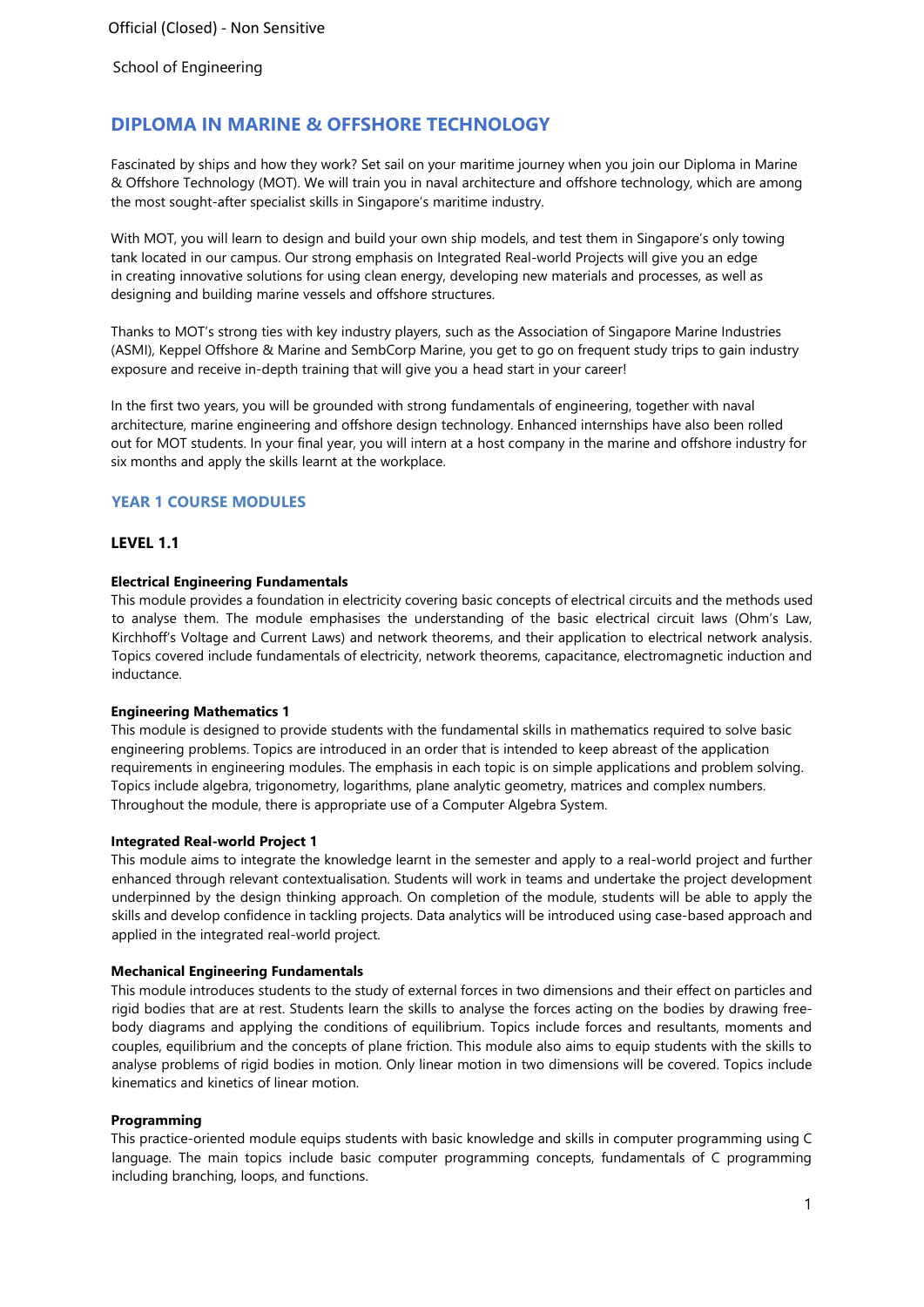School of Engineering

# DIPLOMA IN MARINE & OFFSHORE TECHNOLOGY

Fascinated by ships and how they work? Set sail on your maritime journey when you join our Diploma in Marine & Offshore Technology (MOT). We will train you in naval architecture and offshore technology, which are among the most sought-after specialist skills in Singapore's maritime industry.

With MOT, you will learn to design and build your own ship models, and test them in Singapore's only towing tank located in our campus. Our strong emphasis on Integrated Real-world Projects will give you an edge in creating innovative solutions for using clean energy, developing new materials and processes, as well as designing and building marine vessels and offshore structures.

Thanks to MOT's strong ties with key industry players, such as the Association of Singapore Marine Industries (ASMI), Keppel Offshore & Marine and SembCorp Marine, you get to go on frequent study trips to gain industry exposure and receive in-depth training that will give you a head start in your career!

In the first two years, you will be grounded with strong fundamentals of engineering, together with naval architecture, marine engineering and offshore design technology. Enhanced internships have also been rolled out for MOT students. In your final year, you will intern at a host company in the marine and offshore industry for six months and apply the skills learnt at the workplace.

## YEAR 1 COURSE MODULES

### LEVEL 1.1

**Electrical Engineering Fundamentals**
This module provides a foundation in electricity covering basic concepts of electrical circuits and the methods used to analyse them. The module emphasises the understanding of the basic electrical circuit laws (Ohm's Law, Kirchhoff's Voltage and Current Laws) and network theorems, and their application to electrical network analysis. Topics covered include fundamentals of electricity, network theorems, capacitance, electromagnetic induction and inductance.

**Engineering Mathematics 1**
This module is designed to provide students with the fundamental skills in mathematics required to solve basic engineering problems. Topics are introduced in an order that is intended to keep abreast of the application requirements in engineering modules. The emphasis in each topic is on simple applications and problem solving. Topics include algebra, trigonometry, logarithms, plane analytic geometry, matrices and complex numbers. Throughout the module, there is appropriate use of a Computer Algebra System.

**Integrated Real-world Project 1**
This module aims to integrate the knowledge learnt in the semester and apply to a real-world project and further enhanced through relevant contextualisation. Students will work in teams and undertake the project development underpinned by the design thinking approach. On completion of the module, students will be able to apply the skills and develop confidence in tackling projects. Data analytics will be introduced using case-based approach and applied in the integrated real-world project.

**Mechanical Engineering Fundamentals**
This module introduces students to the study of external forces in two dimensions and their effect on particles and rigid bodies that are at rest. Students learn the skills to analyse the forces acting on the bodies by drawing free-body diagrams and applying the conditions of equilibrium. Topics include forces and resultants, moments and couples, equilibrium and the concepts of plane friction. This module also aims to equip students with the skills to analyse problems of rigid bodies in motion. Only linear motion in two dimensions will be covered. Topics include kinematics and kinetics of linear motion.

**Programming**
This practice-oriented module equips students with basic knowledge and skills in computer programming using C language. The main topics include basic computer programming concepts, fundamentals of C programming including branching, loops, and functions.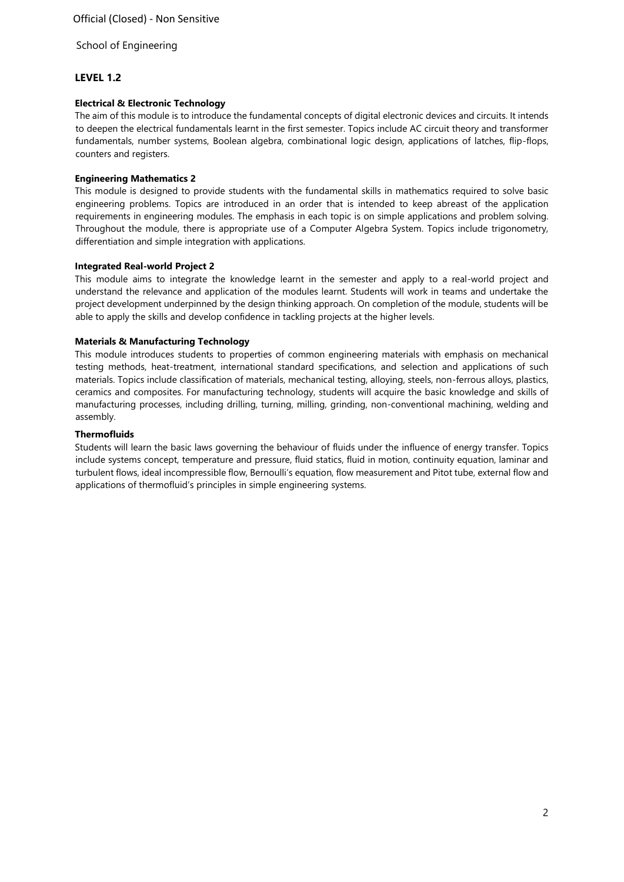School of Engineering

## LEVEL 1.2

**Electrical & Electronic Technology**

The aim of this module is to introduce the fundamental concepts of digital electronic devices and circuits. It intends to deepen the electrical fundamentals learnt in the first semester. Topics include AC circuit theory and transformer fundamentals, number systems, Boolean algebra, combinational logic design, applications of latches, flip-flops, counters and registers.

**Engineering Mathematics 2**

This module is designed to provide students with the fundamental skills in mathematics required to solve basic engineering problems. Topics are introduced in an order that is intended to keep abreast of the application requirements in engineering modules. The emphasis in each topic is on simple applications and problem solving. Throughout the module, there is appropriate use of a Computer Algebra System. Topics include trigonometry, differentiation and simple integration with applications.

**Integrated Real-world Project 2**

This module aims to integrate the knowledge learnt in the semester and apply to a real-world project and understand the relevance and application of the modules learnt. Students will work in teams and undertake the project development underpinned by the design thinking approach. On completion of the module, students will be able to apply the skills and develop confidence in tackling projects at the higher levels.

**Materials & Manufacturing Technology**

This module introduces students to properties of common engineering materials with emphasis on mechanical testing methods, heat-treatment, international standard specifications, and selection and applications of such materials. Topics include classification of materials, mechanical testing, alloying, steels, non-ferrous alloys, plastics, ceramics and composites. For manufacturing technology, students will acquire the basic knowledge and skills of manufacturing processes, including drilling, turning, milling, grinding, non-conventional machining, welding and assembly.

**Thermofluids**

Students will learn the basic laws governing the behaviour of fluids under the influence of energy transfer. Topics include systems concept, temperature and pressure, fluid statics, fluid in motion, continuity equation, laminar and turbulent flows, ideal incompressible flow, Bernoulli's equation, flow measurement and Pitot tube, external flow and applications of thermofluid's principles in simple engineering systems.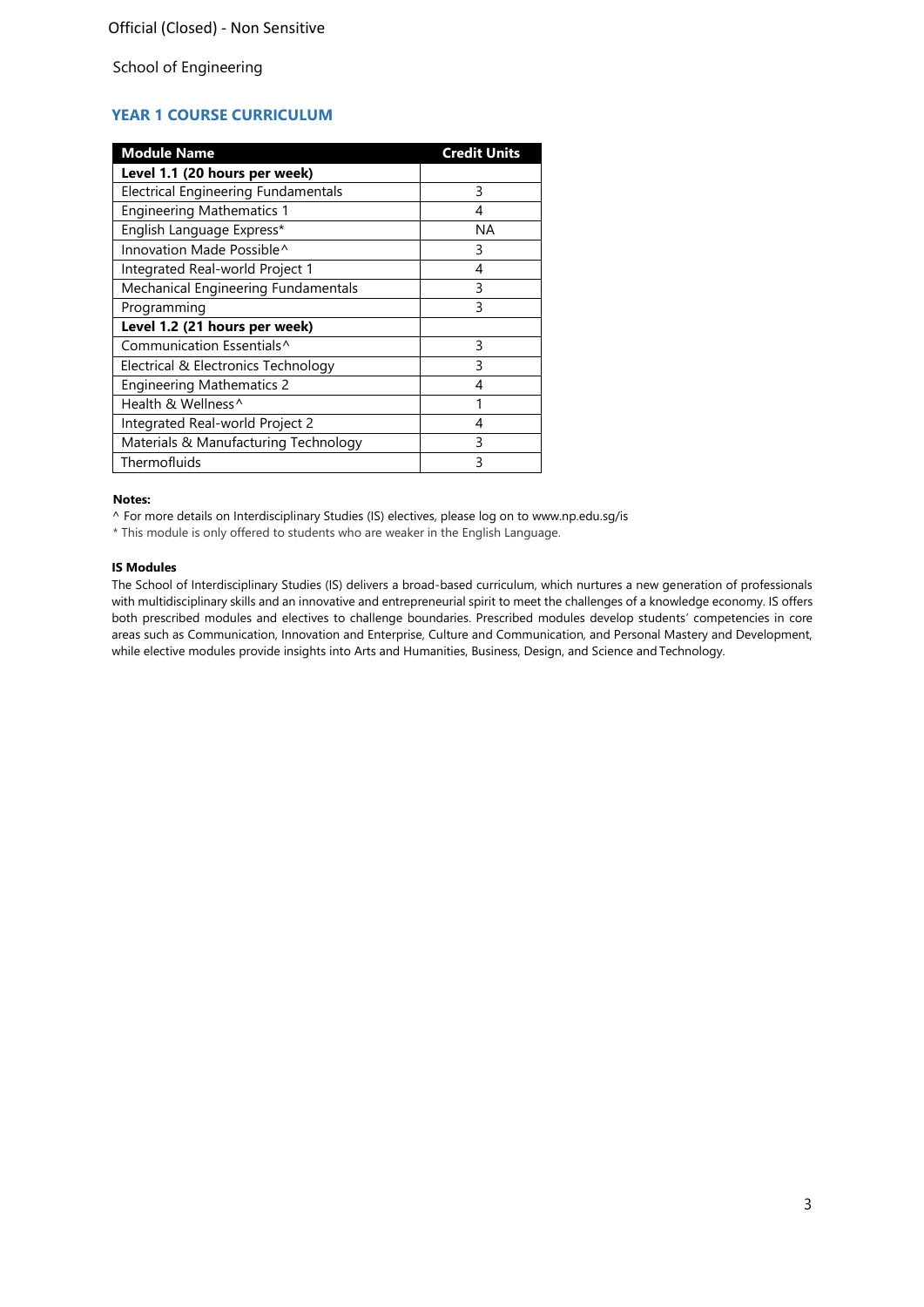Official (Closed) - Non Sensitive

School of Engineering

## YEAR 1 COURSE CURRICULUM

| Module Name | Credit Units |
|---|---|
| **Level 1.1 (20 hours per week)** | |
| Electrical Engineering Fundamentals | 3 |
| Engineering Mathematics 1 | 4 |
| English Language Express* | NA |
| Innovation Made Possible^ | 3 |
| Integrated Real-world Project 1 | 4 |
| Mechanical Engineering Fundamentals | 3 |
| Programming | 3 |
| **Level 1.2 (21 hours per week)** | |
| Communication Essentials^ | 3 |
| Electrical & Electronics Technology | 3 |
| Engineering Mathematics 2 | 4 |
| Health & Wellness^ | 1 |
| Integrated Real-world Project 2 | 4 |
| Materials & Manufacturing Technology | 3 |
| Thermofluids | 3 |

**Notes:**

^ For more details on Interdisciplinary Studies (IS) electives, please log on to www.np.edu.sg/is

* This module is only offered to students who are weaker in the English Language.

**IS Modules**

The School of Interdisciplinary Studies (IS) delivers a broad-based curriculum, which nurtures a new generation of professionals with multidisciplinary skills and an innovative and entrepreneurial spirit to meet the challenges of a knowledge economy. IS offers both prescribed modules and electives to challenge boundaries. Prescribed modules develop students' competencies in core areas such as Communication, Innovation and Enterprise, Culture and Communication, and Personal Mastery and Development, while elective modules provide insights into Arts and Humanities, Business, Design, and Science and Technology.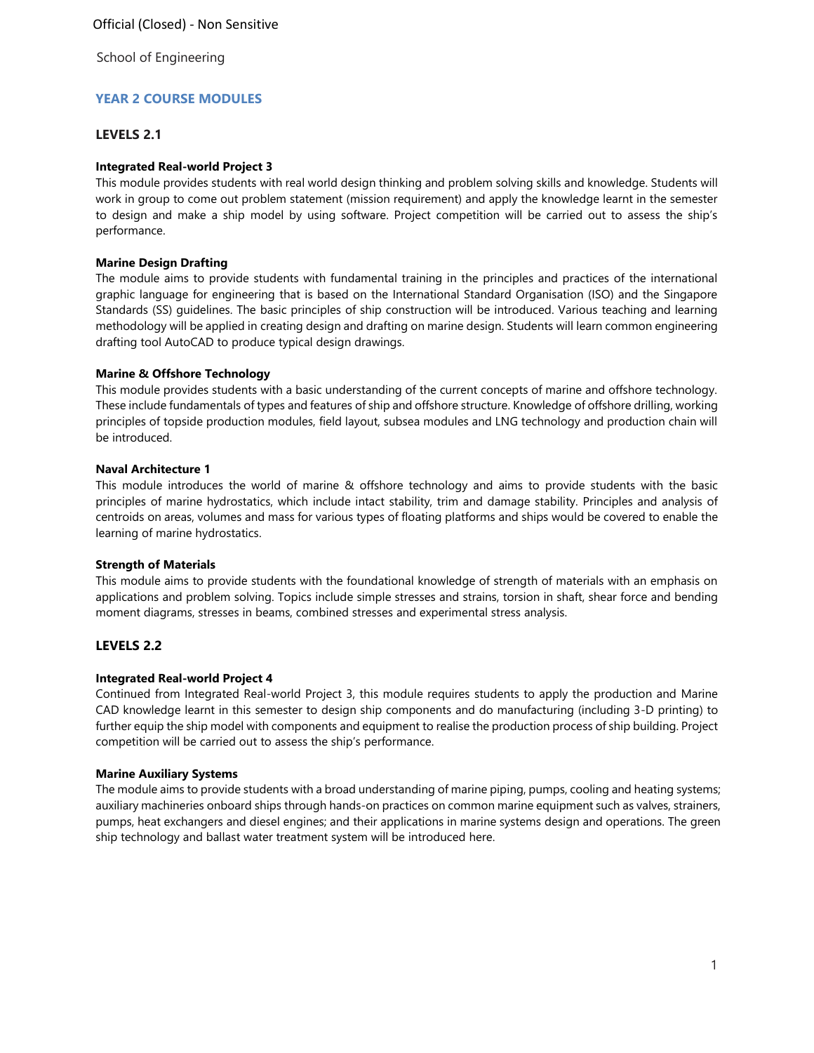School of Engineering

## YEAR 2 COURSE MODULES

### LEVELS 2.1

**Integrated Real-world Project 3**

This module provides students with real world design thinking and problem solving skills and knowledge. Students will work in group to come out problem statement (mission requirement) and apply the knowledge learnt in the semester to design and make a ship model by using software. Project competition will be carried out to assess the ship's performance.

**Marine Design Drafting**

The module aims to provide students with fundamental training in the principles and practices of the international graphic language for engineering that is based on the International Standard Organisation (ISO) and the Singapore Standards (SS) guidelines. The basic principles of ship construction will be introduced. Various teaching and learning methodology will be applied in creating design and drafting on marine design. Students will learn common engineering drafting tool AutoCAD to produce typical design drawings.

**Marine & Offshore Technology**

This module provides students with a basic understanding of the current concepts of marine and offshore technology. These include fundamentals of types and features of ship and offshore structure. Knowledge of offshore drilling, working principles of topside production modules, field layout, subsea modules and LNG technology and production chain will be introduced.

**Naval Architecture 1**

This module introduces the world of marine & offshore technology and aims to provide students with the basic principles of marine hydrostatics, which include intact stability, trim and damage stability. Principles and analysis of centroids on areas, volumes and mass for various types of floating platforms and ships would be covered to enable the learning of marine hydrostatics.

**Strength of Materials**

This module aims to provide students with the foundational knowledge of strength of materials with an emphasis on applications and problem solving. Topics include simple stresses and strains, torsion in shaft, shear force and bending moment diagrams, stresses in beams, combined stresses and experimental stress analysis.

### LEVELS 2.2

**Integrated Real-world Project 4**

Continued from Integrated Real-world Project 3, this module requires students to apply the production and Marine CAD knowledge learnt in this semester to design ship components and do manufacturing (including 3-D printing) to further equip the ship model with components and equipment to realise the production process of ship building. Project competition will be carried out to assess the ship's performance.

**Marine Auxiliary Systems**

The module aims to provide students with a broad understanding of marine piping, pumps, cooling and heating systems; auxiliary machineries onboard ships through hands-on practices on common marine equipment such as valves, strainers, pumps, heat exchangers and diesel engines; and their applications in marine systems design and operations. The green ship technology and ballast water treatment system will be introduced here.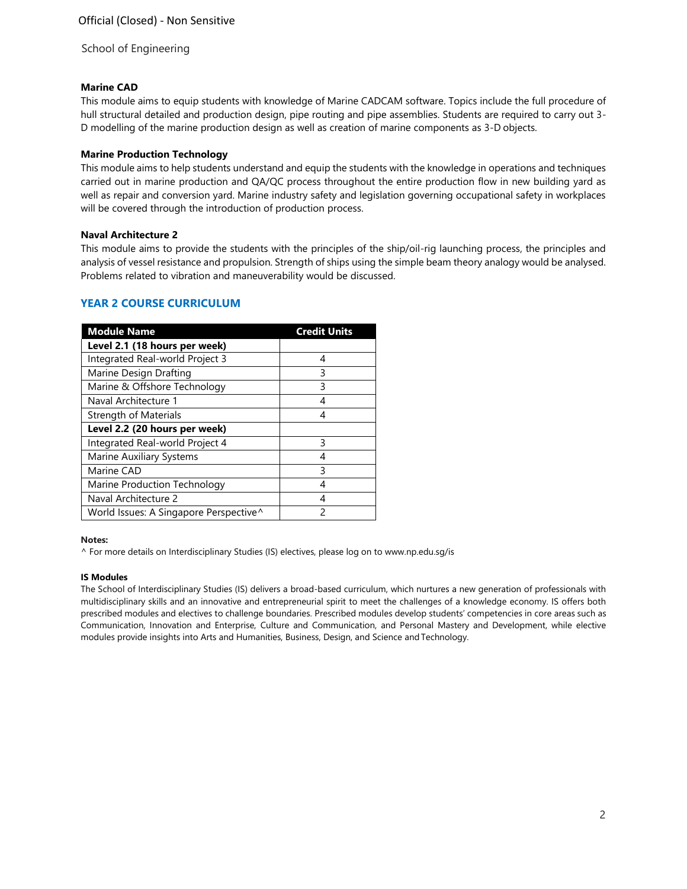### Marine CAD

This module aims to equip students with knowledge of Marine CADCAM software. Topics include the full procedure of hull structural detailed and production design, pipe routing and pipe assemblies. Students are required to carry out 3-D modelling of the marine production design as well as creation of marine components as 3-D objects.

### Marine Production Technology

This module aims to help students understand and equip the students with the knowledge in operations and techniques carried out in marine production and QA/QC process throughout the entire production flow in new building yard as well as repair and conversion yard. Marine industry safety and legislation governing occupational safety in workplaces will be covered through the introduction of production process.

### Naval Architecture 2

This module aims to provide the students with the principles of the ship/oil-rig launching process, the principles and analysis of vessel resistance and propulsion. Strength of ships using the simple beam theory analogy would be analysed. Problems related to vibration and maneuverability would be discussed.

## YEAR 2 COURSE CURRICULUM

| Module Name | Credit Units |
|---|---|
| **Level 2.1 (18 hours per week)** | |
| Integrated Real-world Project 3 | 4 |
| Marine Design Drafting | 3 |
| Marine & Offshore Technology | 3 |
| Naval Architecture 1 | 4 |
| Strength of Materials | 4 |
| **Level 2.2 (20 hours per week)** | |
| Integrated Real-world Project 4 | 3 |
| Marine Auxiliary Systems | 4 |
| Marine CAD | 3 |
| Marine Production Technology | 4 |
| Naval Architecture 2 | 4 |
| World Issues: A Singapore Perspective^ | 2 |

**Notes:**

^ For more details on Interdisciplinary Studies (IS) electives, please log on to www.np.edu.sg/is

**IS Modules**

The School of Interdisciplinary Studies (IS) delivers a broad-based curriculum, which nurtures a new generation of professionals with multidisciplinary skills and an innovative and entrepreneurial spirit to meet the challenges of a knowledge economy. IS offers both prescribed modules and electives to challenge boundaries. Prescribed modules develop students' competencies in core areas such as Communication, Innovation and Enterprise, Culture and Communication, and Personal Mastery and Development, while elective modules provide insights into Arts and Humanities, Business, Design, and Science and Technology.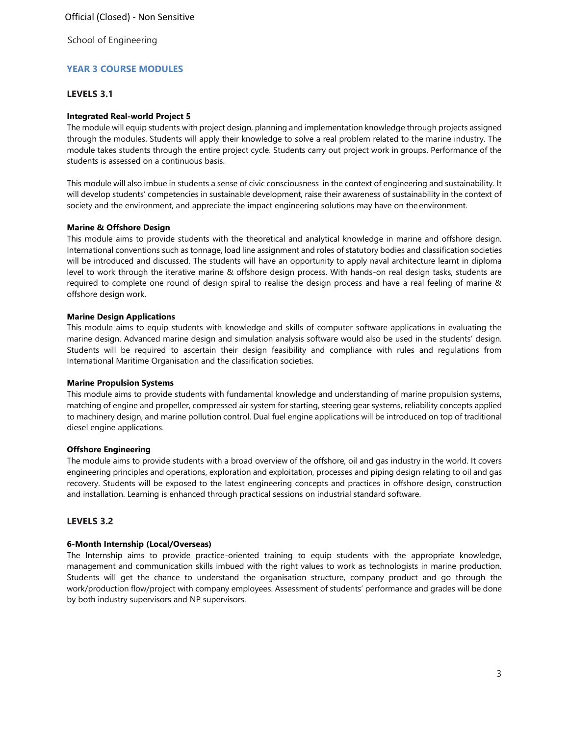School of Engineering

## YEAR 3 COURSE MODULES

### LEVELS 3.1

**Integrated Real-world Project 5**

The module will equip students with project design, planning and implementation knowledge through projects assigned through the modules. Students will apply their knowledge to solve a real problem related to the marine industry. The module takes students through the entire project cycle. Students carry out project work in groups. Performance of the students is assessed on a continuous basis.

This module will also imbue in students a sense of civic consciousness in the context of engineering and sustainability. It will develop students' competencies in sustainable development, raise their awareness of sustainability in the context of society and the environment, and appreciate the impact engineering solutions may have on the environment.

**Marine & Offshore Design**

This module aims to provide students with the theoretical and analytical knowledge in marine and offshore design. International conventions such as tonnage, load line assignment and roles of statutory bodies and classification societies will be introduced and discussed. The students will have an opportunity to apply naval architecture learnt in diploma level to work through the iterative marine & offshore design process. With hands-on real design tasks, students are required to complete one round of design spiral to realise the design process and have a real feeling of marine & offshore design work.

**Marine Design Applications**

This module aims to equip students with knowledge and skills of computer software applications in evaluating the marine design. Advanced marine design and simulation analysis software would also be used in the students' design. Students will be required to ascertain their design feasibility and compliance with rules and regulations from International Maritime Organisation and the classification societies.

**Marine Propulsion Systems**

This module aims to provide students with fundamental knowledge and understanding of marine propulsion systems, matching of engine and propeller, compressed air system for starting, steering gear systems, reliability concepts applied to machinery design, and marine pollution control. Dual fuel engine applications will be introduced on top of traditional diesel engine applications.

**Offshore Engineering**

The module aims to provide students with a broad overview of the offshore, oil and gas industry in the world. It covers engineering principles and operations, exploration and exploitation, processes and piping design relating to oil and gas recovery. Students will be exposed to the latest engineering concepts and practices in offshore design, construction and installation. Learning is enhanced through practical sessions on industrial standard software.

### LEVELS 3.2

**6-Month Internship (Local/Overseas)**

The Internship aims to provide practice-oriented training to equip students with the appropriate knowledge, management and communication skills imbued with the right values to work as technologists in marine production. Students will get the chance to understand the organisation structure, company product and go through the work/production flow/project with company employees. Assessment of students' performance and grades will be done by both industry supervisors and NP supervisors.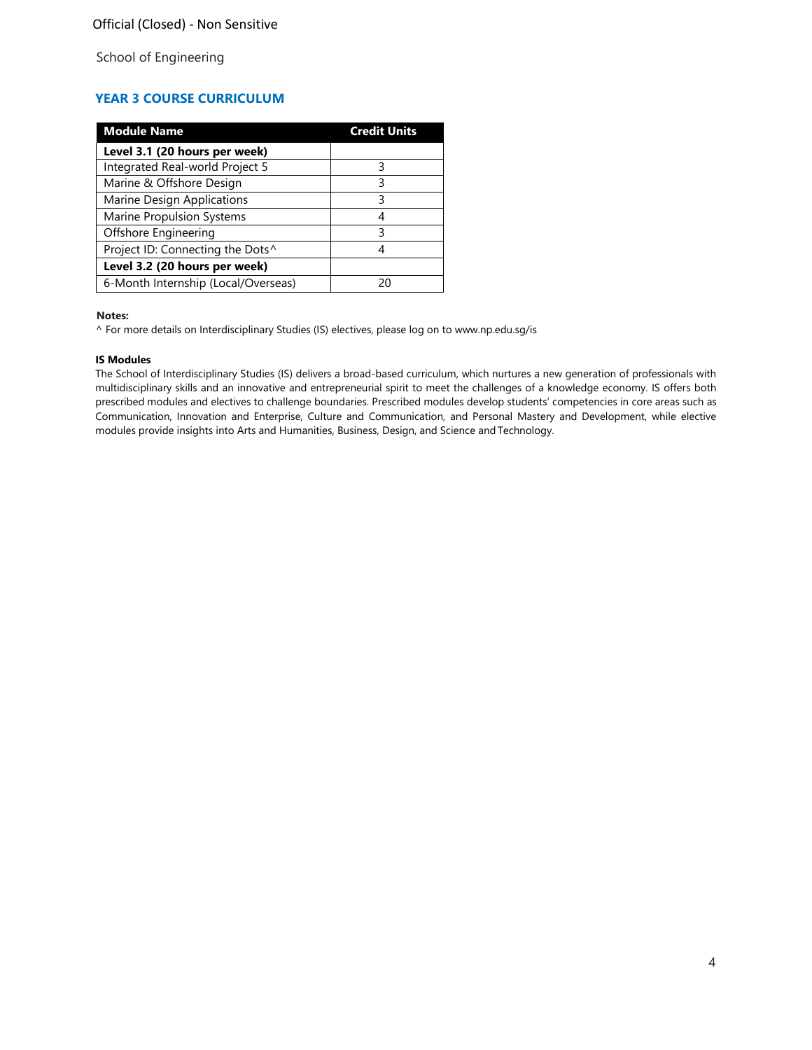School of Engineering

## YEAR 3 COURSE CURRICULUM

| Module Name | Credit Units |
|---|---|
| **Level 3.1 (20 hours per week)** | |
| Integrated Real-world Project 5 | 3 |
| Marine & Offshore Design | 3 |
| Marine Design Applications | 3 |
| Marine Propulsion Systems | 4 |
| Offshore Engineering | 3 |
| Project ID: Connecting the Dots^ | 4 |
| **Level 3.2 (20 hours per week)** | |
| 6-Month Internship (Local/Overseas) | 20 |

**Notes:**

^ For more details on Interdisciplinary Studies (IS) electives, please log on to www.np.edu.sg/is

**IS Modules**

The School of Interdisciplinary Studies (IS) delivers a broad-based curriculum, which nurtures a new generation of professionals with multidisciplinary skills and an innovative and entrepreneurial spirit to meet the challenges of a knowledge economy. IS offers both prescribed modules and electives to challenge boundaries. Prescribed modules develop students' competencies in core areas such as Communication, Innovation and Enterprise, Culture and Communication, and Personal Mastery and Development, while elective modules provide insights into Arts and Humanities, Business, Design, and Science and Technology.